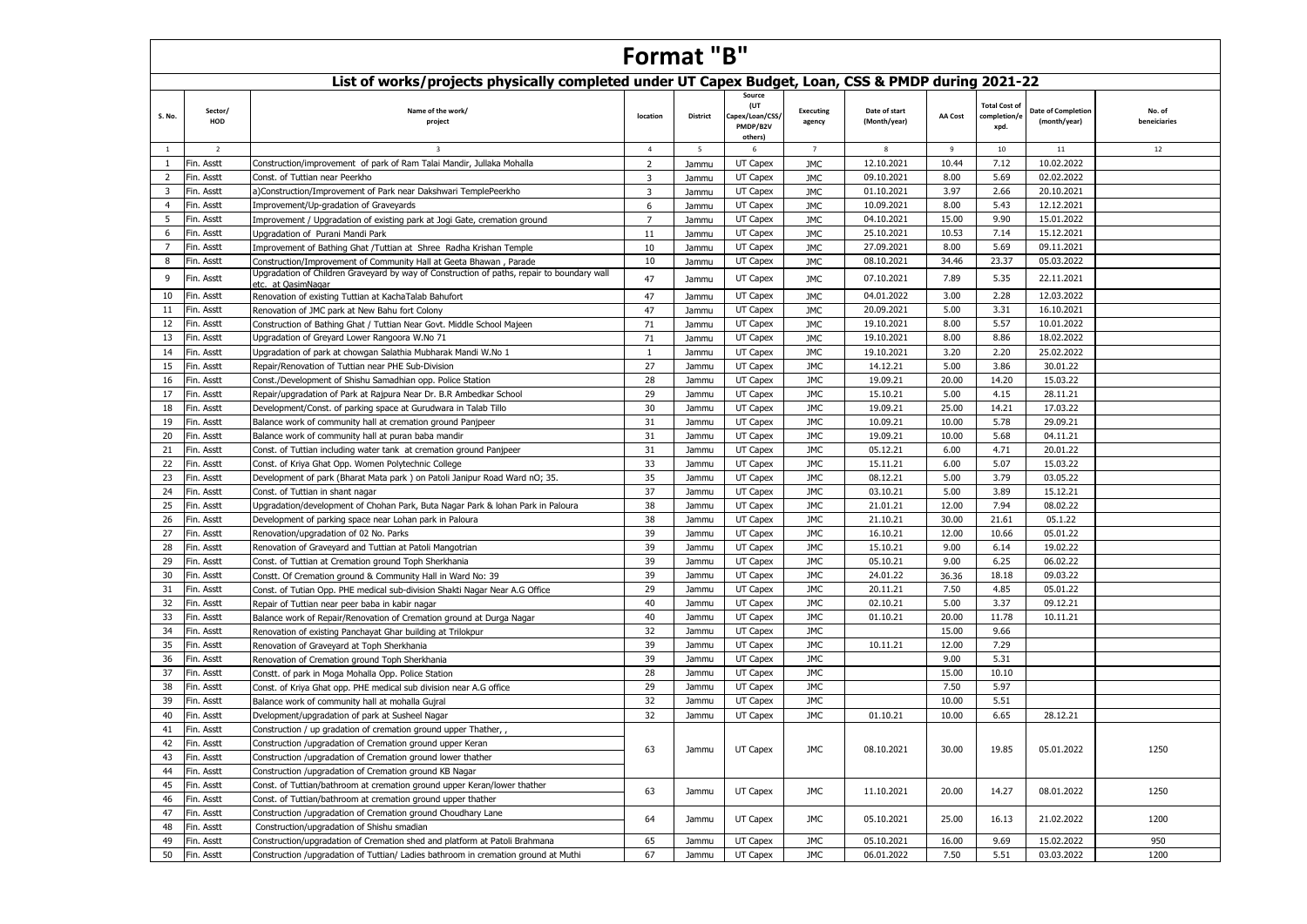# Format "B"

## List of works/projects physically completed under UT Capex Budget, Loan, CSS & PMDP during 2021-22

| S. No. | Sector/ HOD | Name of the work/ project | location | District | Source (UT Capex/Loan/CSS/ PMDP/B2V others) | Executing agency | Date of start (Month/year) | AA Cost | Total Cost of completion/e xpd. | Date of Completion (month/year) | No. of beneiciaries |
|---|---|---|---|---|---|---|---|---|---|---|---|
| 1 | 2 | 3 | 4 | 5 | 6 | 7 | 8 | 9 | 10 | 11 | 12 |
| 1 | Fin. Asstt | Construction/improvement of park of Ram Talai Mandir, Jullaka Mohalla | 2 | Jammu | UT Capex | JMC | 12.10.2021 | 10.44 | 7.12 | 10.02.2022 | |
| 2 | Fin. Asstt | Const. of Tuttian near Peerkho | 3 | Jammu | UT Capex | JMC | 09.10.2021 | 8.00 | 5.69 | 02.02.2022 | |
| 3 | Fin. Asstt | a)Construction/Improvement of Park near Dakshwari TemplePeerkho | 3 | Jammu | UT Capex | JMC | 01.10.2021 | 3.97 | 2.66 | 20.10.2021 | |
| 4 | Fin. Asstt | Improvement/Up-gradation of Graveyards | 6 | Jammu | UT Capex | JMC | 10.09.2021 | 8.00 | 5.43 | 12.12.2021 | |
| 5 | Fin. Asstt | Improvement / Upgradation of existing park at Jogi Gate, cremation ground | 7 | Jammu | UT Capex | JMC | 04.10.2021 | 15.00 | 9.90 | 15.01.2022 | |
| 6 | Fin. Asstt | Upgradation of Purani Mandi Park | 11 | Jammu | UT Capex | JMC | 25.10.2021 | 10.53 | 7.14 | 15.12.2021 | |
| 7 | Fin. Asstt | Improvement of Bathing Ghat /Tuttian at Shree Radha Krishan Temple | 10 | Jammu | UT Capex | JMC | 27.09.2021 | 8.00 | 5.69 | 09.11.2021 | |
| 8 | Fin. Asstt | Construction/Improvement of Community Hall at Geeta Bhawan , Parade | 10 | Jammu | UT Capex | JMC | 08.10.2021 | 34.46 | 23.37 | 05.03.2022 | |
| 9 | Fin. Asstt | Upgradation of Children Graveyard by way of Construction of paths, repair to boundary wall etc. at QasimNagar | 47 | Jammu | UT Capex | JMC | 07.10.2021 | 7.89 | 5.35 | 22.11.2021 | |
| 10 | Fin. Asstt | Renovation of existing Tuttian at KachaTalab Bahufort | 47 | Jammu | UT Capex | JMC | 04.01.2022 | 3.00 | 2.28 | 12.03.2022 | |
| 11 | Fin. Asstt | Renovation of JMC park at New Bahu fort Colony | 47 | Jammu | UT Capex | JMC | 20.09.2021 | 5.00 | 3.31 | 16.10.2021 | |
| 12 | Fin. Asstt | Construction of Bathing Ghat / Tuttian Near Govt. Middle School Majeen | 71 | Jammu | UT Capex | JMC | 19.10.2021 | 8.00 | 5.57 | 10.01.2022 | |
| 13 | Fin. Asstt | Upgradation of Greyard Lower Rangoora W.No 71 | 71 | Jammu | UT Capex | JMC | 19.10.2021 | 8.00 | 8.86 | 18.02.2022 | |
| 14 | Fin. Asstt | Upgradation of park at chowgan Salathia Mubharak Mandi W.No 1 | 1 | Jammu | UT Capex | JMC | 19.10.2021 | 3.20 | 2.20 | 25.02.2022 | |
| 15 | Fin. Asstt | Repair/Renovation of Tuttian near PHE Sub-Division | 27 | Jammu | UT Capex | JMC | 14.12.21 | 5.00 | 3.86 | 30.01.22 | |
| 16 | Fin. Asstt | Const./Development of Shishu Samadhian opp. Police Station | 28 | Jammu | UT Capex | JMC | 19.09.21 | 20.00 | 14.20 | 15.03.22 | |
| 17 | Fin. Asstt | Repair/upgradation of Park at Rajpura Near Dr. B.R Ambedkar School | 29 | Jammu | UT Capex | JMC | 15.10.21 | 5.00 | 4.15 | 28.11.21 | |
| 18 | Fin. Asstt | Development/Const. of parking space at Gurudwara in Talab Tillo | 30 | Jammu | UT Capex | JMC | 19.09.21 | 25.00 | 14.21 | 17.03.22 | |
| 19 | Fin. Asstt | Balance work of community hall at cremation ground Panjpeer | 31 | Jammu | UT Capex | JMC | 10.09.21 | 10.00 | 5.78 | 29.09.21 | |
| 20 | Fin. Asstt | Balance work of community hall at puran baba mandir | 31 | Jammu | UT Capex | JMC | 19.09.21 | 10.00 | 5.68 | 04.11.21 | |
| 21 | Fin. Asstt | Const. of Tuttian including water tank at cremation ground Panjpeer | 31 | Jammu | UT Capex | JMC | 05.12.21 | 6.00 | 4.71 | 20.01.22 | |
| 22 | Fin. Asstt | Const. of Kriya Ghat Opp. Women Polytechnic College | 33 | Jammu | UT Capex | JMC | 15.11.21 | 6.00 | 5.07 | 15.03.22 | |
| 23 | Fin. Asstt | Development of park (Bharat Mata park ) on Patoli Janipur Road Ward nO; 35. | 35 | Jammu | UT Capex | JMC | 08.12.21 | 5.00 | 3.79 | 03.05.22 | |
| 24 | Fin. Asstt | Const. of Tuttian in shant nagar | 37 | Jammu | UT Capex | JMC | 03.10.21 | 5.00 | 3.89 | 15.12.21 | |
| 25 | Fin. Asstt | Upgradation/development of Chohan Park, Buta Nagar Park & lohan Park in Paloura | 38 | Jammu | UT Capex | JMC | 21.01.21 | 12.00 | 7.94 | 08.02.22 | |
| 26 | Fin. Asstt | Development of parking space near Lohan park in Paloura | 38 | Jammu | UT Capex | JMC | 21.10.21 | 30.00 | 21.61 | 05.1.22 | |
| 27 | Fin. Asstt | Renovation/upgradation of 02 No. Parks | 39 | Jammu | UT Capex | JMC | 16.10.21 | 12.00 | 10.66 | 05.01.22 | |
| 28 | Fin. Asstt | Renovation of Graveyard and Tuttian at Patoli Mangotrian | 39 | Jammu | UT Capex | JMC | 15.10.21 | 9.00 | 6.14 | 19.02.22 | |
| 29 | Fin. Asstt | Const. of Tuttian at Cremation ground Toph Sherkhania | 39 | Jammu | UT Capex | JMC | 05.10.21 | 9.00 | 6.25 | 06.02.22 | |
| 30 | Fin. Asstt | Constt. Of Cremation ground & Community Hall in Ward No: 39 | 39 | Jammu | UT Capex | JMC | 24.01.22 | 36.36 | 18.18 | 09.03.22 | |
| 31 | Fin. Asstt | Const. of Tutian Opp. PHE medical sub-division Shakti Nagar Near A.G Office | 29 | Jammu | UT Capex | JMC | 20.11.21 | 7.50 | 4.85 | 05.01.22 | |
| 32 | Fin. Asstt | Repair of Tuttian near peer baba in kabir nagar | 40 | Jammu | UT Capex | JMC | 02.10.21 | 5.00 | 3.37 | 09.12.21 | |
| 33 | Fin. Asstt | Balance work of Repair/Renovation of Cremation ground at Durga Nagar | 40 | Jammu | UT Capex | JMC | 01.10.21 | 20.00 | 11.78 | 10.11.21 | |
| 34 | Fin. Asstt | Renovation of existing Panchayat Ghar building at Trilokpur | 32 | Jammu | UT Capex | JMC | | 15.00 | 9.66 | | |
| 35 | Fin. Asstt | Renovation of Graveyard at Toph Sherkhania | 39 | Jammu | UT Capex | JMC | 10.11.21 | 12.00 | 7.29 | | |
| 36 | Fin. Asstt | Renovation of Cremation ground Toph Sherkhania | 39 | Jammu | UT Capex | JMC | | 9.00 | 5.31 | | |
| 37 | Fin. Asstt | Constt. of park in Moga Mohalla Opp. Police Station | 28 | Jammu | UT Capex | JMC | | 15.00 | 10.10 | | |
| 38 | Fin. Asstt | Const. of Kriya Ghat opp. PHE medical sub division near A.G office | 29 | Jammu | UT Capex | JMC | | 7.50 | 5.97 | | |
| 39 | Fin. Asstt | Balance work of community hall at mohalla Gujral | 32 | Jammu | UT Capex | JMC | | 10.00 | 5.51 | | |
| 40 | Fin. Asstt | Dvelopment/upgradation of park at Susheel Nagar | 32 | Jammu | UT Capex | JMC | 01.10.21 | 10.00 | 6.65 | 28.12.21 | |
| 41 | Fin. Asstt | Construction / up gradation of cremation ground upper Thather, , | 63 | Jammu | UT Capex | JMC | 08.10.2021 | 30.00 | 19.85 | 05.01.2022 | 1250 |
| 42 | Fin. Asstt | Construction /upgradation of Cremation ground upper Keran | | | | | | | | | |
| 43 | Fin. Asstt | Construction /upgradation of Cremation ground lower thather | | | | | | | | | |
| 44 | Fin. Asstt | Construction /upgradation of Cremation ground KB Nagar | | | | | | | | | |
| 45 | Fin. Asstt | Const. of Tuttian/bathroom at cremation ground upper Keran/lower thather | 63 | Jammu | UT Capex | JMC | 11.10.2021 | 20.00 | 14.27 | 08.01.2022 | 1250 |
| 46 | Fin. Asstt | Const. of Tuttian/bathroom at cremation ground upper thather | | | | | | | | | |
| 47 | Fin. Asstt | Construction /upgradation of Cremation ground Choudhary Lane | 64 | Jammu | UT Capex | JMC | 05.10.2021 | 25.00 | 16.13 | 21.02.2022 | 1200 |
| 48 | Fin. Asstt | Construction/upgradation of Shishu smadian | | | | | | | | | |
| 49 | Fin. Asstt | Construction/upgradation of Cremation shed and platform at Patoli Brahmana | 65 | Jammu | UT Capex | JMC | 05.10.2021 | 16.00 | 9.69 | 15.02.2022 | 950 |
| 50 | Fin. Asstt | Construction /upgradation of Tuttian/ Ladies bathroom in cremation ground at Muthi | 67 | Jammu | UT Capex | JMC | 06.01.2022 | 7.50 | 5.51 | 03.03.2022 | 1200 |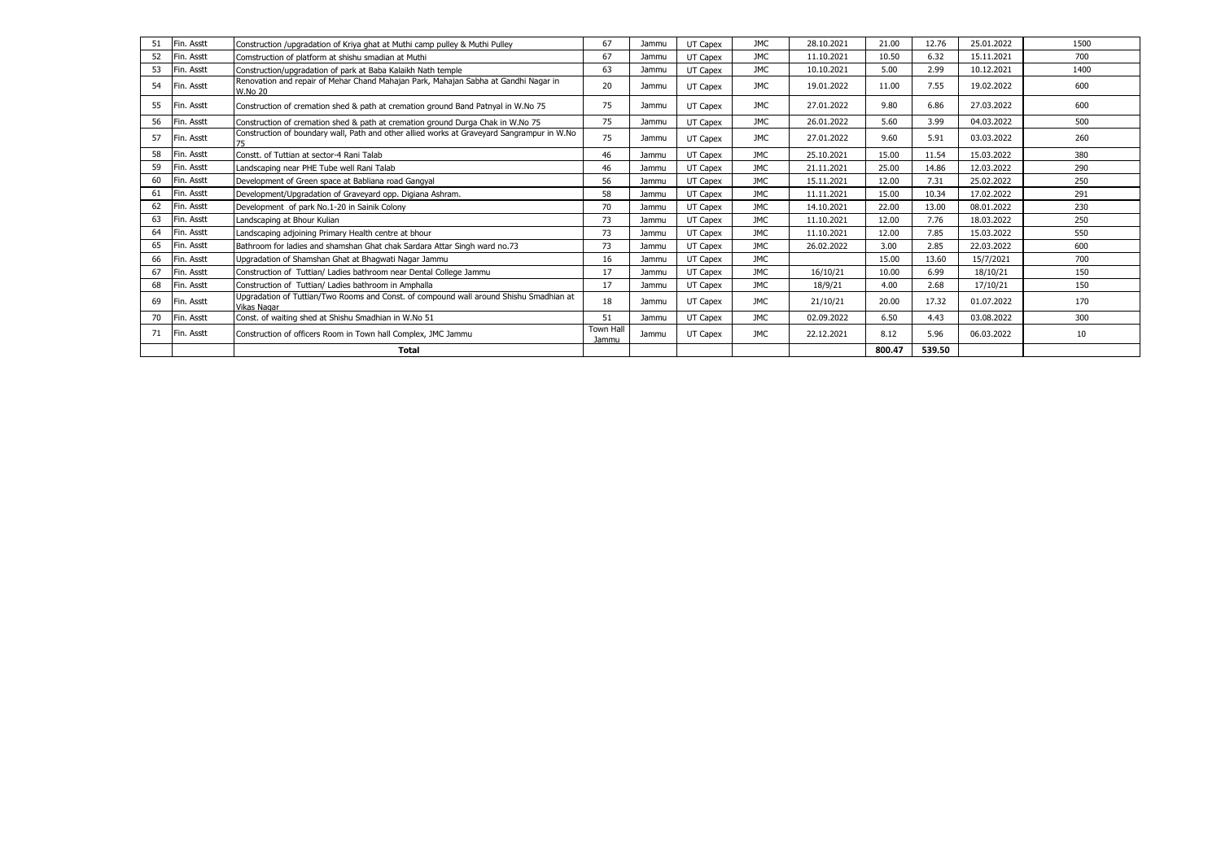| | | | | | | | | | | | |
|---|---|---|---|---|---|---|---|---|---|---|---|
| 51 | Fin. Asstt | Construction /upgradation of Kriya ghat at Muthi camp pulley & Muthi Pulley | 67 | Jammu | UT Capex | JMC | 28.10.2021 | 21.00 | 12.76 | 25.01.2022 | 1500 |
| 52 | Fin. Asstt | Comstruction of platform at shishu smadian at Muthi | 67 | Jammu | UT Capex | JMC | 11.10.2021 | 10.50 | 6.32 | 15.11.2021 | 700 |
| 53 | Fin. Asstt | Construction/upgradation of park at Baba Kalaikh Nath temple | 63 | Jammu | UT Capex | JMC | 10.10.2021 | 5.00 | 2.99 | 10.12.2021 | 1400 |
| 54 | Fin. Asstt | Renovation and repair of Mehar Chand Mahajan Park, Mahajan Sabha at Gandhi Nagar in W.No 20 | 20 | Jammu | UT Capex | JMC | 19.01.2022 | 11.00 | 7.55 | 19.02.2022 | 600 |
| 55 | Fin. Asstt | Construction of cremation shed & path at cremation ground Band Patnyal in W.No 75 | 75 | Jammu | UT Capex | JMC | 27.01.2022 | 9.80 | 6.86 | 27.03.2022 | 600 |
| 56 | Fin. Asstt | Construction of cremation shed & path at cremation ground Durga Chak in W.No 75 | 75 | Jammu | UT Capex | JMC | 26.01.2022 | 5.60 | 3.99 | 04.03.2022 | 500 |
| 57 | Fin. Asstt | Construction of boundary wall, Path and other allied works at Graveyard Sangrampur in W.No 75 | 75 | Jammu | UT Capex | JMC | 27.01.2022 | 9.60 | 5.91 | 03.03.2022 | 260 |
| 58 | Fin. Asstt | Constt. of Tuttian at sector-4 Rani Talab | 46 | Jammu | UT Capex | JMC | 25.10.2021 | 15.00 | 11.54 | 15.03.2022 | 380 |
| 59 | Fin. Asstt | Landscaping near PHE Tube well Rani Talab | 46 | Jammu | UT Capex | JMC | 21.11.2021 | 25.00 | 14.86 | 12.03.2022 | 290 |
| 60 | Fin. Asstt | Development of Green space at Babliana road Gangyal | 56 | Jammu | UT Capex | JMC | 15.11.2021 | 12.00 | 7.31 | 25.02.2022 | 250 |
| 61 | Fin. Asstt | Development/Upgradation of Graveyard opp. Digiana Ashram. | 58 | Jammu | UT Capex | JMC | 11.11.2021 | 15.00 | 10.34 | 17.02.2022 | 291 |
| 62 | Fin. Asstt | Development of park No.1-20 in Sainik Colony | 70 | Jammu | UT Capex | JMC | 14.10.2021 | 22.00 | 13.00 | 08.01.2022 | 230 |
| 63 | Fin. Asstt | Landscaping at Bhour Kulian | 73 | Jammu | UT Capex | JMC | 11.10.2021 | 12.00 | 7.76 | 18.03.2022 | 250 |
| 64 | Fin. Asstt | Landscaping adjoining Primary Health centre at bhour | 73 | Jammu | UT Capex | JMC | 11.10.2021 | 12.00 | 7.85 | 15.03.2022 | 550 |
| 65 | Fin. Asstt | Bathroom for ladies and shamshan Ghat chak Sardara Attar Singh ward no.73 | 73 | Jammu | UT Capex | JMC | 26.02.2022 | 3.00 | 2.85 | 22.03.2022 | 600 |
| 66 | Fin. Asstt | Upgradation of Shamshan Ghat at Bhagwati Nagar Jammu | 16 | Jammu | UT Capex | JMC | | 15.00 | 13.60 | 15/7/2021 | 700 |
| 67 | Fin. Asstt | Construction of Tuttian/ Ladies bathroom near Dental College Jammu | 17 | Jammu | UT Capex | JMC | 16/10/21 | 10.00 | 6.99 | 18/10/21 | 150 |
| 68 | Fin. Asstt | Construction of Tuttian/ Ladies bathroom in Amphalla | 17 | Jammu | UT Capex | JMC | 18/9/21 | 4.00 | 2.68 | 17/10/21 | 150 |
| 69 | Fin. Asstt | Upgradation of Tuttian/Two Rooms and Const. of compound wall around Shishu Smadhian at Vikas Nagar | 18 | Jammu | UT Capex | JMC | 21/10/21 | 20.00 | 17.32 | 01.07.2022 | 170 |
| 70 | Fin. Asstt | Const. of waiting shed at Shishu Smadhian in W.No 51 | 51 | Jammu | UT Capex | JMC | 02.09.2022 | 6.50 | 4.43 | 03.08.2022 | 300 |
| 71 | Fin. Asstt | Construction of officers Room in Town hall Complex, JMC Jammu | Town Hall Jammu | Jammu | UT Capex | JMC | 22.12.2021 | 8.12 | 5.96 | 06.03.2022 | 10 |
| | | **Total** | | | | | | **800.47** | **539.50** | | |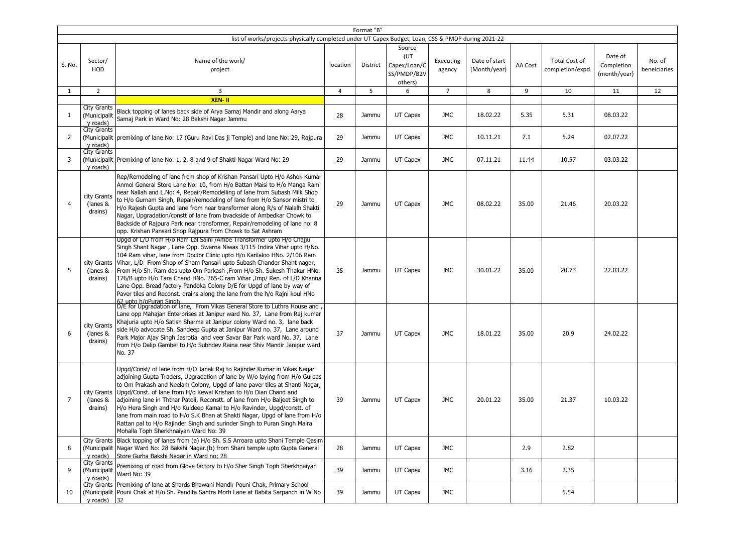Format "B"

list of works/projects physically completed under UT Capex Budget, Loan, CSS & PMDP during 2021-22

| S. No. | Sector/ HOD | Name of the work/ project | location | District | Source (UT Capex/Loan/CSS/PMDP/B2V others) | Executing agency | Date of start (Month/year) | AA Cost | Total Cost of completion/expd. | Date of Completion (month/year) | No. of beneiciaries |
|---|---|---|---|---|---|---|---|---|---|---|---|
| 1 | 2 | 3 | 4 | 5 | 6 | 7 | 8 | 9 | 10 | 11 | 12 |
| | | **XEN- II** | | | | | | | | | |
| 1 | City Grants (Municipality roads) | Black topping of lanes back side of Arya Samaj Mandir and along Aarya Samaj Park in Ward No: 28 Bakshi Nagar Jammu | 28 | Jammu | UT Capex | JMC | 18.02.22 | 5.35 | 5.31 | 08.03.22 | |
| 2 | City Grants (Municipality roads) | premixing of lane No: 17 (Guru Ravi Das ji Temple) and lane No: 29, Rajpura | 29 | Jammu | UT Capex | JMC | 10.11.21 | 7.1 | 5.24 | 02.07.22 | |
| 3 | City Grants (Municipality roads) | Premixing of lane No: 1, 2, 8 and 9 of Shakti Nagar Ward No: 29 | 29 | Jammu | UT Capex | JMC | 07.11.21 | 11.44 | 10.57 | 03.03.22 | |
| 4 | city Grants (lanes & drains) | Rep/Remodeling of lane from shop of Krishan Pansari Upto H/o Ashok Kumar Anmol General Store Lane No: 10, from H/o Battan Maisi to H/o Manga Ram near Nallah and L.No: 4, Repair/Remodelling of lane from Subash Milk Shop to H/o Gurnam Singh, Repair/remodeling of lane from H/o Sansor mistri to H/o Rajesh Gupta and lane from near transformer along R/s of Nalalh Shakti Nagar, Upgradation/constt of lane from bvackside of Ambedkar Chowk to Backside of Rajpura Park near transformer, Repair/remodeling of lane no: 8 opp. Krishan Pansari Shop Rajpura from Chowk to Sat Ashram | 29 | Jammu | UT Capex | JMC | 08.02.22 | 35.00 | 21.46 | 20.03.22 | |
| 5 | city Grants (lanes & drains) | Upgd of L/D from H/o Ram Lal Saini /Ambe Transformer upto H/o Chajju Singh Shant Nagar , Lane Opp. Swarna Niwas 3/115 Indira Vihar upto H/No. 104 Ram vihar, lane from Doctor Clinic upto H/o Karilaloo HNo. 2/106 Ram Vihar, L/D From Shop of Sham Pansari upto Subash Chander Shant nagar, From H/o Sh. Ram das upto Om Parkash ,From H/o Sh. Sukesh Thakur HNo. 176/B upto H/o Tara Chand HNo. 265-C ram Vihar ,Imp/ Ren. of L/D Khanna Lane Opp. Bread factory Pandoka Colony D/E for Upgd of lane by way of Paver tiles and Reconst. drains along the lane from the h/o Rajni koul HNo 62 upto h/oPuran Singh | 35 | Jammu | UT Capex | JMC | 30.01.22 | 35.00 | 20.73 | 22.03.22 | |
| 6 | city Grants (lanes & drains) | D/E for Upgradation of lane, From Vikas General Store to Luthra House and , Lane opp Mahajan Enterprises at Janipur ward No. 37, Lane from Raj kumar Khajuria upto H/o Satish Sharma at Janipur colony Ward no. 3, lane back side H/o advocate Sh. Sandeep Gupta at Janipur Ward no. 37, Lane around Park Major Ajay Singh Jasrotia and veer Savar Bar Park ward No. 37, Lane from H/o Dalip Gambel to H/o Subhdev Raina near Shiv Mandir Janipur ward No. 37 | 37 | Jammu | UT Capex | JMC | 18.01.22 | 35.00 | 20.9 | 24.02.22 | |
| 7 | city Grants (lanes & drains) | Upgd/Const/ of lane from H/O Janak Raj to Rajinder Kumar in Vikas Nagar adjoining Gupta Traders, Upgradation of lane by W/o laying from H/o Gurdas to Om Prakash and Neelam Colony, Upgd of lane paver tiles at Shanti Nagar, Upgd/Const. of lane from H/o Kewal Krishan to H/o Dian Chand and adjoining lane in Ththar Patoli, Reconstt. of lane from H/o Baljeet Singh to H/o Hera Singh and H/o Kuldeep Kamal to H/o Ravinder, Upgd/constt. of lane from main road to H/o S.K Bhan at Shakti Nagar, Upgd of lane from H/o Rattan pal to H/o Rajinder Singh and surinder Singh to Puran Singh Maira Mohalla Toph Sherkhnaiyan Ward No: 39 | 39 | Jammu | UT Capex | JMC | 20.01.22 | 35.00 | 21.37 | 10.03.22 | |
| 8 | City Grants (Municipality roads) | Black topping of lanes from (a) H/o Sh. S.S Arroara upto Shani Temple Qasim Nagar Ward No: 28 Bakshi Nagar.(b) from Shani temple upto Gupta General Store Gurha Bakshi Nagar in Ward no; 28 | 28 | Jammu | UT Capex | JMC | | 2.9 | 2.82 | | |
| 9 | City Grants (Municipality roads) | Premixing of road from Glove factory to H/o Sher Singh Toph Sherkhnaiyan Ward No: 39 | 39 | Jammu | UT Capex | JMC | | 3.16 | 2.35 | | |
| 10 | City Grants (Municipality roads) | Premixing of lane at Shards Bhawani Mandir Pouni Chak, Primary School Pouni Chak at H/o Sh. Pandita Santra Morh Lane at Babita Sarpanch in W No 32 | 39 | Jammu | UT Capex | JMC | | | 5.54 | | |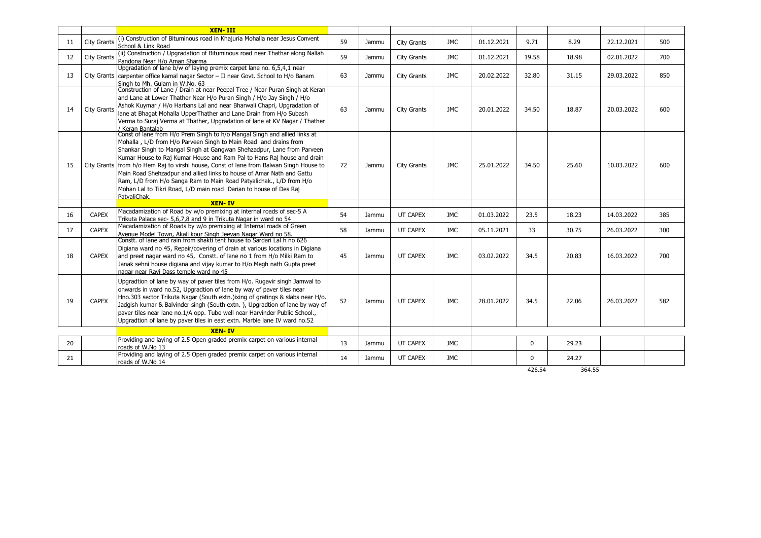| | | | | | | | | | | |
|---|---|---|---|---|---|---|---|---|---|---|
| | | **XEN- III** | | | | | | | | |
| 11 | City Grants | (i) Construction of Bituminous road in Khajuria Mohalla near Jesus Convent School & Link Road | 59 | Jammu | City Grants | JMC | 01.12.2021 | 9.71 | 8.29 | 22.12.2021 | 500 |
| 12 | City Grants | (ii) Construction / Upgradation of Bituminous road near Thathar along Nallah Pandona Near H/o Aman Sharma | 59 | Jammu | City Grants | JMC | 01.12.2021 | 19.58 | 18.98 | 02.01.2022 | 700 |
| 13 | City Grants | Upgradation of lane b/w of laying premix carpet lane no. 6,5,4,1 near carpenter office kamal nagar Sector – II near Govt. School to H/o Banam Singh to Mh. Gulam in W.No. 63 | 63 | Jammu | City Grants | JMC | 20.02.2022 | 32.80 | 31.15 | 29.03.2022 | 850 |
| 14 | City Grants | Construction of Lane / Drain at near Peepal Tree / Near Puran Singh at Keran and Lane at Lower Thather Near H/o Puran Singh / H/o Jay Singh / H/o Ashok Kuymar / H/o Harbans Lal and near Bharwali Chapri, Upgradation of lane at Bhagat Mohalla UpperThather and Lane Drain from H/o Subash Verma to Suraj Verma at Thather, Upgradation of lane at KV Nagar / Thather / Keran Bantalab | 63 | Jammu | City Grants | JMC | 20.01.2022 | 34.50 | 18.87 | 20.03.2022 | 600 |
| 15 | City Grants | Const of lane from H/o Prem Singh to h/o Mangal Singh and allied links at Mohalla , L/D from H/o Parveen Singh to Main Road and drains from Shankar Singh to Mangal Singh at Gangwan Shehzadpur, Lane from Parveen Kumar House to Raj Kumar House and Ram Pal to Hans Raj house and drain from h/o Hem Raj to virshi house, Const of lane from Balwan Singh House to Main Road Shehzadpur and allied links to house of Amar Nath and Gattu Ram, L/D from H/o Sanga Ram to Main Road Patyalichak., L/D from H/o Mohan Lal to Tikri Road, L/D main road Darian to house of Des Raj PatyaliChak. | 72 | Jammu | City Grants | JMC | 25.01.2022 | 34.50 | 25.60 | 10.03.2022 | 600 |
| | | **XEN- IV** | | | | | | | | |
| 16 | CAPEX | Macadamization of Road by w/o premixing at internal roads of sec-5 A Trikuta Palace sec- 5,6,7,8 and 9 in Trikuta Nagar in ward no 54 | 54 | Jammu | UT CAPEX | JMC | 01.03.2022 | 23.5 | 18.23 | 14.03.2022 | 385 |
| 17 | CAPEX | Macadamization of Roads by w/o premixing at Internal roads of Green Avenue Model Town, Akali kour Singh Jeevan Nagar Ward no 58. | 58 | Jammu | UT CAPEX | JMC | 05.11.2021 | 33 | 30.75 | 26.03.2022 | 300 |
| 18 | CAPEX | Constt. of lane and rain from shakti tent house to Sardari Lal h no 626 Digiana ward no 45, Repair/covering of drain at various locations in Digiana and preet nagar ward no 45, Constt. of lane no 1 from H/o Milki Ram to Janak sehni house digiana and vijay kumar to H/o Megh nath Gupta preet nagar near Ravi Dass temple ward no 45 | 45 | Jammu | UT CAPEX | JMC | 03.02.2022 | 34.5 | 20.83 | 16.03.2022 | 700 |
| 19 | CAPEX | Upgradtion of lane by way of paver tiles from H/o. Rugavir singh Jamwal to onwards in ward no.52, Upgradtion of lane by way of paver tiles near Hno.303 sector Trikuta Nagar (South extn.)ixing of gratings & slabs near H/o. Jadgish kumar & Balvinder singh (South extn. ), Upgradtion of lane by way of paver tiles near lane no.1/A opp. Tube well near Harvinder Public School., Upgradtion of lane by paver tiles in east extn. Marble lane IV ward no.52 | 52 | Jammu | UT CAPEX | JMC | 28.01.2022 | 34.5 | 22.06 | 26.03.2022 | 582 |
| | | **XEN- IV** | | | | | | | | |
| 20 | | Providing and laying of 2.5 Open graded premix carpet on various internal roads of W.No 13 | 13 | Jammu | UT CAPEX | JMC | | 0 | 29.23 | | |
| 21 | | Providing and laying of 2.5 Open graded premix carpet on various internal roads of W.No 14 | 14 | Jammu | UT CAPEX | JMC | | 0 | 24.27 | | |
| | | | | | | | | 426.54 | 364.55 | | |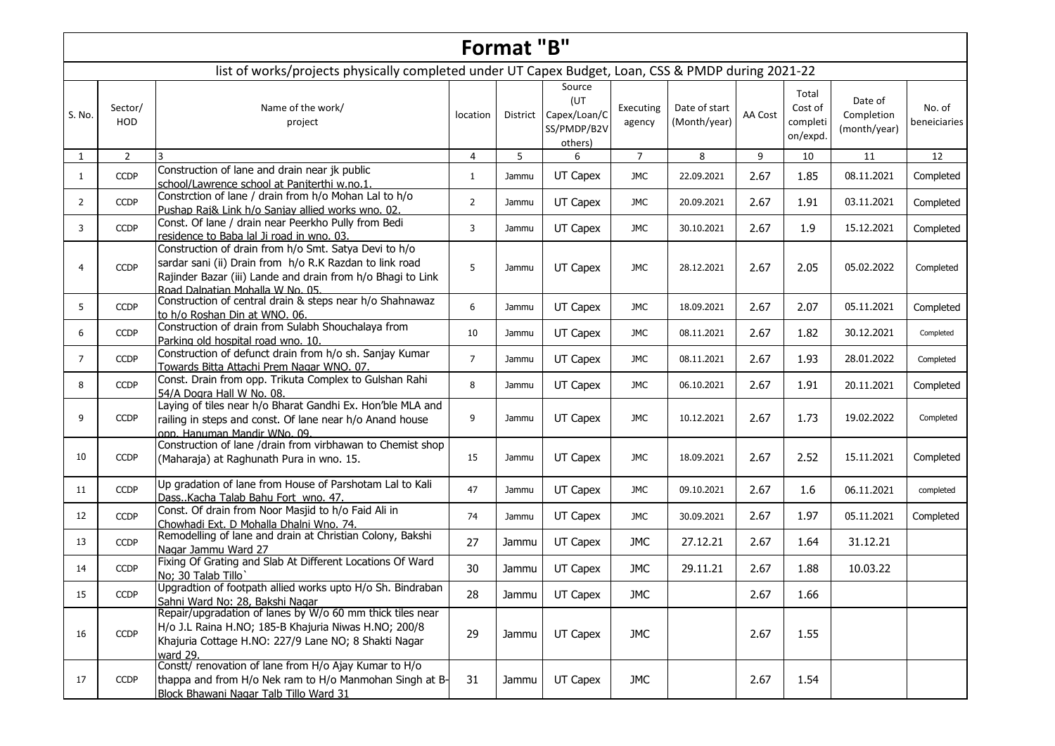# Format "B"

## list of works/projects physically completed under UT Capex Budget, Loan, CSS & PMDP during 2021-22

| S. No. | Sector/ HOD | Name of the work/ project | location | District | Source (UT Capex/Loan/CSS/PMDP/B2V others) | Executing agency | Date of start (Month/year) | AA Cost | Total Cost of completion/expd. | Date of Completion (month/year) | No. of beneiciaries |
|---|---|---|---|---|---|---|---|---|---|---|---|
| 1 | 2 | 3 | 4 | 5 | 6 | 7 | 8 | 9 | 10 | 11 | 12 |
| 1 | CCDP | Construction of lane and drain near jk public school/Lawrence school at Panjterthi w.no.1. | 1 | Jammu | UT Capex | JMC | 22.09.2021 | 2.67 | 1.85 | 08.11.2021 | Completed |
| 2 | CCDP | Constrction of lane / drain from h/o Mohan Lal to h/o Pushap Raj& Link h/o Sanjay allied works wno. 02. | 2 | Jammu | UT Capex | JMC | 20.09.2021 | 2.67 | 1.91 | 03.11.2021 | Completed |
| 3 | CCDP | Const. Of lane / drain near Peerkho Pully from Bedi residence to Baba lal Ji road in wno. 03. | 3 | Jammu | UT Capex | JMC | 30.10.2021 | 2.67 | 1.9 | 15.12.2021 | Completed |
| 4 | CCDP | Construction of drain from h/o Smt. Satya Devi to h/o sardar sani (ii) Drain from h/o R.K Razdan to link road Rajinder Bazar (iii) Lande and drain from h/o Bhagi to Link Road Dalpatian Mohalla W No. 05. | 5 | Jammu | UT Capex | JMC | 28.12.2021 | 2.67 | 2.05 | 05.02.2022 | Completed |
| 5 | CCDP | Construction of central drain & steps near h/o Shahnawaz to h/o Roshan Din at WNO. 06. | 6 | Jammu | UT Capex | JMC | 18.09.2021 | 2.67 | 2.07 | 05.11.2021 | Completed |
| 6 | CCDP | Construction of drain from Sulabh Shouchalaya from Parking old hospital road wno. 10. | 10 | Jammu | UT Capex | JMC | 08.11.2021 | 2.67 | 1.82 | 30.12.2021 | Completed |
| 7 | CCDP | Construction of defunct drain from h/o sh. Sanjay Kumar Towards Bitta Attachi Prem Nagar WNO. 07. | 7 | Jammu | UT Capex | JMC | 08.11.2021 | 2.67 | 1.93 | 28.01.2022 | Completed |
| 8 | CCDP | Const. Drain from opp. Trikuta Complex to Gulshan Rahi 54/A Dogra Hall W No. 08. | 8 | Jammu | UT Capex | JMC | 06.10.2021 | 2.67 | 1.91 | 20.11.2021 | Completed |
| 9 | CCDP | Laying of tiles near h/o Bharat Gandhi Ex. Hon'ble MLA and railing in steps and const. Of lane near h/o Anand house opp. Hanuman Mandir WNo. 09. | 9 | Jammu | UT Capex | JMC | 10.12.2021 | 2.67 | 1.73 | 19.02.2022 | Completed |
| 10 | CCDP | Construction of lane /drain from virbhawan to Chemist shop (Maharaja) at Raghunath Pura in wno. 15. | 15 | Jammu | UT Capex | JMC | 18.09.2021 | 2.67 | 2.52 | 15.11.2021 | Completed |
| 11 | CCDP | Up gradation of lane from House of Parshotam Lal to Kali Dass..Kacha Talab Bahu Fort wno. 47. | 47 | Jammu | UT Capex | JMC | 09.10.2021 | 2.67 | 1.6 | 06.11.2021 | completed |
| 12 | CCDP | Const. Of drain from Noor Masjid to h/o Faid Ali in Chowhadi Ext. D Mohalla Dhalni Wno. 74. | 74 | Jammu | UT Capex | JMC | 30.09.2021 | 2.67 | 1.97 | 05.11.2021 | Completed |
| 13 | CCDP | Remodelling of lane and drain at Christian Colony, Bakshi Nagar Jammu Ward 27 | 27 | Jammu | UT Capex | JMC | 27.12.21 | 2.67 | 1.64 | 31.12.21 | |
| 14 | CCDP | Fixing Of Grating and Slab At Different Locations Of Ward No; 30 Talab Tillo` | 30 | Jammu | UT Capex | JMC | 29.11.21 | 2.67 | 1.88 | 10.03.22 | |
| 15 | CCDP | Upgradtion of footpath allied works upto H/o Sh. Bindraban Sahni Ward No: 28, Bakshi Nagar | 28 | Jammu | UT Capex | JMC | | 2.67 | 1.66 | | |
| 16 | CCDP | Repair/upgradation of lanes by W/o 60 mm thick tiles near H/o J.L Raina H.NO; 185-B Khajuria Niwas H.NO; 200/8 Khajuria Cottage H.NO: 227/9 Lane NO; 8 Shakti Nagar ward 29. | 29 | Jammu | UT Capex | JMC | | 2.67 | 1.55 | | |
| 17 | CCDP | Constt/ renovation of lane from H/o Ajay Kumar to H/o thappa and from H/o Nek ram to H/o Manmohan Singh at B-Block Bhawani Nagar Talb Tillo Ward 31 | 31 | Jammu | UT Capex | JMC | | 2.67 | 1.54 | | |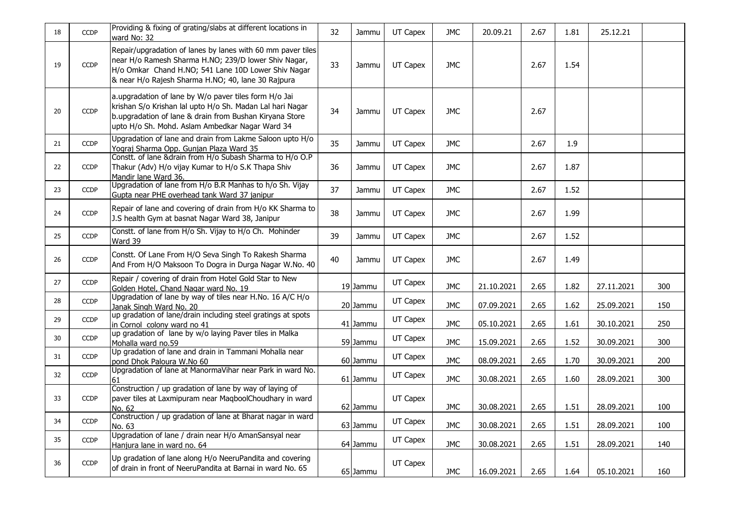| | | | | | | | | | | | |
|---|---|---|---|---|---|---|---|---|---|---|---|
| 18 | CCDP | Providing & fixing of grating/slabs at different locations in ward No: 32 | 32 | Jammu | UT Capex | JMC | 20.09.21 | 2.67 | 1.81 | 25.12.21 | |
| 19 | CCDP | Repair/upgradation of lanes by lanes with 60 mm paver tiles near H/o Ramesh Sharma H.NO; 239/D lower Shiv Nagar, H/o Omkar Chand H.NO; 541 Lane 10D Lower Shiv Nagar & near H/o Rajesh Sharma H.NO; 40, lane 30 Rajpura | 33 | Jammu | UT Capex | JMC | | 2.67 | 1.54 | | |
| 20 | CCDP | a.upgradation of lane by W/o paver tiles form H/o Jai krishan S/o Krishan lal upto H/o Sh. Madan Lal hari Nagar b.upgradation of lane & drain from Bushan Kiryana Store upto H/o Sh. Mohd. Aslam Ambedkar Nagar Ward 34 | 34 | Jammu | UT Capex | JMC | | 2.67 | | | |
| 21 | CCDP | Upgradation of lane and drain from Lakme Saloon upto H/o Yograj Sharma Opp. Gunjan Plaza Ward 35 | 35 | Jammu | UT Capex | JMC | | 2.67 | 1.9 | | |
| 22 | CCDP | Constt. of lane &drain from H/o Subash Sharma to H/o O.P Thakur (Adv) H/o vijay Kumar to H/o S.K Thapa Shiv Mandir lane Ward 36. | 36 | Jammu | UT Capex | JMC | | 2.67 | 1.87 | | |
| 23 | CCDP | Upgradation of lane from H/o B.R Manhas to h/o Sh. Vijay Gupta near PHE overhead tank Ward 37 janipur | 37 | Jammu | UT Capex | JMC | | 2.67 | 1.52 | | |
| 24 | CCDP | Repair of lane and covering of drain from H/o KK Sharma to J.S health Gym at basnat Nagar Ward 38, Janipur | 38 | Jammu | UT Capex | JMC | | 2.67 | 1.99 | | |
| 25 | CCDP | Constt. of lane from H/o Sh. Vijay to H/o Ch. Mohinder Ward 39 | 39 | Jammu | UT Capex | JMC | | 2.67 | 1.52 | | |
| 26 | CCDP | Constt. Of Lane From H/O Seva Singh To Rakesh Sharma And From H/O Maksoon To Dogra in Durga Nagar W.No. 40 | 40 | Jammu | UT Capex | JMC | | 2.67 | 1.49 | | |
| 27 | CCDP | Repair / covering of drain from Hotel Gold Star to New Golden Hotel, Chand Nagar ward No. 19 | 19 | Jammu | UT Capex | JMC | 21.10.2021 | 2.65 | 1.82 | 27.11.2021 | 300 |
| 28 | CCDP | Upgradation of lane by way of tiles near H.No. 16 A/C H/o Janak Singh Ward No. 20 | 20 | Jammu | UT Capex | JMC | 07.09.2021 | 2.65 | 1.62 | 25.09.2021 | 150 |
| 29 | CCDP | up gradation of lane/drain including steel gratings at spots in Cornol colony ward no 41 | 41 | Jammu | UT Capex | JMC | 05.10.2021 | 2.65 | 1.61 | 30.10.2021 | 250 |
| 30 | CCDP | up gradation of lane by w/o laying Paver tiles in Malka Mohalla ward no.59 | 59 | Jammu | UT Capex | JMC | 15.09.2021 | 2.65 | 1.52 | 30.09.2021 | 300 |
| 31 | CCDP | Up gradation of lane and drain in Tammani Mohalla near pond Dhok Paloura W.No 60 | 60 | Jammu | UT Capex | JMC | 08.09.2021 | 2.65 | 1.70 | 30.09.2021 | 200 |
| 32 | CCDP | Upgradation of lane at ManormaVihar near Park in ward No. 61 | 61 | Jammu | UT Capex | JMC | 30.08.2021 | 2.65 | 1.60 | 28.09.2021 | 300 |
| 33 | CCDP | Construction / up gradation of lane by way of laying of paver tiles at Laxmipuram near MaqboolChoudhary in ward No. 62 | 62 | Jammu | UT Capex | JMC | 30.08.2021 | 2.65 | 1.51 | 28.09.2021 | 100 |
| 34 | CCDP | Construction / up gradation of lane at Bharat nagar in ward No. 63 | 63 | Jammu | UT Capex | JMC | 30.08.2021 | 2.65 | 1.51 | 28.09.2021 | 100 |
| 35 | CCDP | Upgradation of lane / drain near H/o AmanSansyal near Hanjura lane in ward no. 64 | 64 | Jammu | UT Capex | JMC | 30.08.2021 | 2.65 | 1.51 | 28.09.2021 | 140 |
| 36 | CCDP | Up gradation of lane along H/o NeeruPandita and covering of drain in front of NeeruPandita at Barnai in ward No. 65 | 65 | Jammu | UT Capex | JMC | 16.09.2021 | 2.65 | 1.64 | 05.10.2021 | 160 |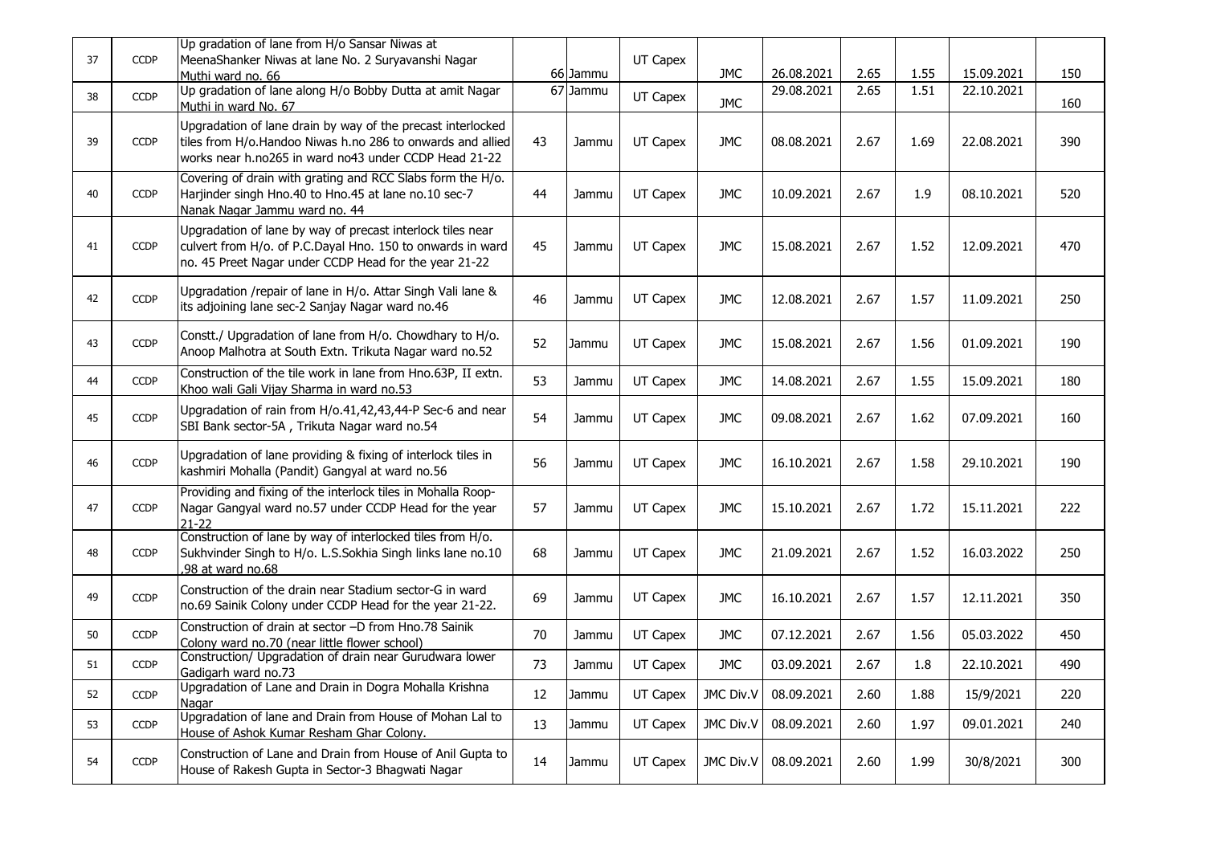| | | | | | | | | | | | |
|---|---|---|---|---|---|---|---|---|---|---|---|
| 37 | CCDP | Up gradation of lane from H/o Sansar Niwas at MeenaShanker Niwas at lane No. 2 Suryavanshi Nagar Muthi ward no. 66 | 66 | Jammu | UT Capex | JMC | 26.08.2021 | 2.65 | 1.55 | 15.09.2021 | 150 |
| 38 | CCDP | Up gradation of lane along H/o Bobby Dutta at amit Nagar Muthi in ward No. 67 | 67 | Jammu | UT Capex | JMC | 29.08.2021 | 2.65 | 1.51 | 22.10.2021 | 160 |
| 39 | CCDP | Upgradation of lane drain by way of the precast interlocked tiles from H/o.Handoo Niwas h.no 286 to onwards and allied works near h.no265 in ward no43 under CCDP Head 21-22 | 43 | Jammu | UT Capex | JMC | 08.08.2021 | 2.67 | 1.69 | 22.08.2021 | 390 |
| 40 | CCDP | Covering of drain with grating and RCC Slabs form the H/o. Harjinder singh Hno.40 to Hno.45 at lane no.10 sec-7 Nanak Nagar Jammu ward no. 44 | 44 | Jammu | UT Capex | JMC | 10.09.2021 | 2.67 | 1.9 | 08.10.2021 | 520 |
| 41 | CCDP | Upgradation of lane by way of precast interlock tiles near culvert from H/o. of P.C.Dayal Hno. 150 to onwards in ward no. 45 Preet Nagar under CCDP Head for the year 21-22 | 45 | Jammu | UT Capex | JMC | 15.08.2021 | 2.67 | 1.52 | 12.09.2021 | 470 |
| 42 | CCDP | Upgradation /repair of lane in H/o. Attar Singh Vali lane & its adjoining lane sec-2 Sanjay Nagar ward no.46 | 46 | Jammu | UT Capex | JMC | 12.08.2021 | 2.67 | 1.57 | 11.09.2021 | 250 |
| 43 | CCDP | Constt./ Upgradation of lane from H/o. Chowdhary to H/o. Anoop Malhotra at South Extn. Trikuta Nagar ward no.52 | 52 | Jammu | UT Capex | JMC | 15.08.2021 | 2.67 | 1.56 | 01.09.2021 | 190 |
| 44 | CCDP | Construction of the tile work in lane from Hno.63P, II extn. Khoo wali Gali Vijay Sharma in ward no.53 | 53 | Jammu | UT Capex | JMC | 14.08.2021 | 2.67 | 1.55 | 15.09.2021 | 180 |
| 45 | CCDP | Upgradation of rain from H/o.41,42,43,44-P Sec-6 and near SBI Bank sector-5A , Trikuta Nagar ward no.54 | 54 | Jammu | UT Capex | JMC | 09.08.2021 | 2.67 | 1.62 | 07.09.2021 | 160 |
| 46 | CCDP | Upgradation of lane providing & fixing of interlock tiles in kashmiri Mohalla (Pandit) Gangyal at ward no.56 | 56 | Jammu | UT Capex | JMC | 16.10.2021 | 2.67 | 1.58 | 29.10.2021 | 190 |
| 47 | CCDP | Providing and fixing of the interlock tiles in Mohalla Roop-Nagar Gangyal ward no.57 under CCDP Head for the year 21-22 | 57 | Jammu | UT Capex | JMC | 15.10.2021 | 2.67 | 1.72 | 15.11.2021 | 222 |
| 48 | CCDP | Construction of lane by way of interlocked tiles from H/o. Sukhvinder Singh to H/o. L.S.Sokhia Singh links lane no.10 ,98 at ward no.68 | 68 | Jammu | UT Capex | JMC | 21.09.2021 | 2.67 | 1.52 | 16.03.2022 | 250 |
| 49 | CCDP | Construction of the drain near Stadium sector-G in ward no.69 Sainik Colony under CCDP Head for the year 21-22. | 69 | Jammu | UT Capex | JMC | 16.10.2021 | 2.67 | 1.57 | 12.11.2021 | 350 |
| 50 | CCDP | Construction of drain at sector –D from Hno.78 Sainik Colony ward no.70 (near little flower school) | 70 | Jammu | UT Capex | JMC | 07.12.2021 | 2.67 | 1.56 | 05.03.2022 | 450 |
| 51 | CCDP | Construction/ Upgradation of drain near Gurudwara lower Gadigarh ward no.73 | 73 | Jammu | UT Capex | JMC | 03.09.2021 | 2.67 | 1.8 | 22.10.2021 | 490 |
| 52 | CCDP | Upgradation of Lane and Drain in Dogra Mohalla Krishna Nagar | 12 | Jammu | UT Capex | JMC Div.V | 08.09.2021 | 2.60 | 1.88 | 15/9/2021 | 220 |
| 53 | CCDP | Upgradation of lane and Drain from House of Mohan Lal to House of Ashok Kumar Resham Ghar Colony. | 13 | Jammu | UT Capex | JMC Div.V | 08.09.2021 | 2.60 | 1.97 | 09.01.2021 | 240 |
| 54 | CCDP | Construction of Lane and Drain from House of Anil Gupta to House of Rakesh Gupta in Sector-3 Bhagwati Nagar | 14 | Jammu | UT Capex | JMC Div.V | 08.09.2021 | 2.60 | 1.99 | 30/8/2021 | 300 |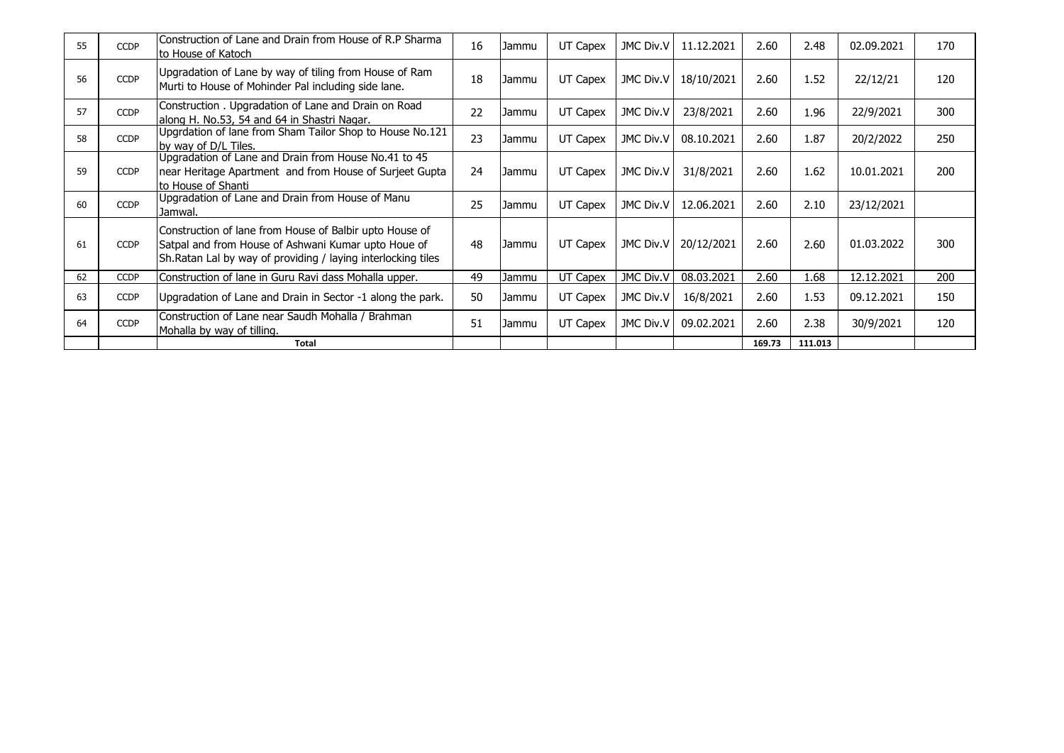| | | | | | | | | | | | |
|---|---|---|---|---|---|---|---|---|---|---|---|
| 55 | CCDP | Construction of Lane and Drain from House of R.P Sharma to House of Katoch | 16 | Jammu | UT Capex | JMC Div.V | 11.12.2021 | 2.60 | 2.48 | 02.09.2021 | 170 |
| 56 | CCDP | Upgradation of Lane by way of tiling from House of Ram Murti to House of Mohinder Pal including side lane. | 18 | Jammu | UT Capex | JMC Div.V | 18/10/2021 | 2.60 | 1.52 | 22/12/21 | 120 |
| 57 | CCDP | Construction . Upgradation of Lane and Drain on Road along H. No.53, 54 and 64 in Shastri Nagar. | 22 | Jammu | UT Capex | JMC Div.V | 23/8/2021 | 2.60 | 1.96 | 22/9/2021 | 300 |
| 58 | CCDP | Upgrdation of lane from Sham Tailor Shop to House No.121 by way of D/L Tiles. | 23 | Jammu | UT Capex | JMC Div.V | 08.10.2021 | 2.60 | 1.87 | 20/2/2022 | 250 |
| 59 | CCDP | Upgradation of Lane and Drain from House No.41 to 45 near Heritage Apartment and from House of Surjeet Gupta to House of Shanti | 24 | Jammu | UT Capex | JMC Div.V | 31/8/2021 | 2.60 | 1.62 | 10.01.2021 | 200 |
| 60 | CCDP | Upgradation of Lane and Drain from House of Manu Jamwal. | 25 | Jammu | UT Capex | JMC Div.V | 12.06.2021 | 2.60 | 2.10 | 23/12/2021 | |
| 61 | CCDP | Construction of lane from House of Balbir upto House of Satpal and from House of Ashwani Kumar upto Houe of Sh.Ratan Lal by way of providing / laying interlocking tiles | 48 | Jammu | UT Capex | JMC Div.V | 20/12/2021 | 2.60 | 2.60 | 01.03.2022 | 300 |
| 62 | CCDP | Construction of lane in Guru Ravi dass Mohalla upper. | 49 | Jammu | UT Capex | JMC Div.V | 08.03.2021 | 2.60 | 1.68 | 12.12.2021 | 200 |
| 63 | CCDP | Upgradation of Lane and Drain in Sector -1 along the park. | 50 | Jammu | UT Capex | JMC Div.V | 16/8/2021 | 2.60 | 1.53 | 09.12.2021 | 150 |
| 64 | CCDP | Construction of Lane near Saudh Mohalla / Brahman Mohalla by way of tilling. | 51 | Jammu | UT Capex | JMC Div.V | 09.02.2021 | 2.60 | 2.38 | 30/9/2021 | 120 |
| | | **Total** | | | | | | **169.73** | **111.013** | | |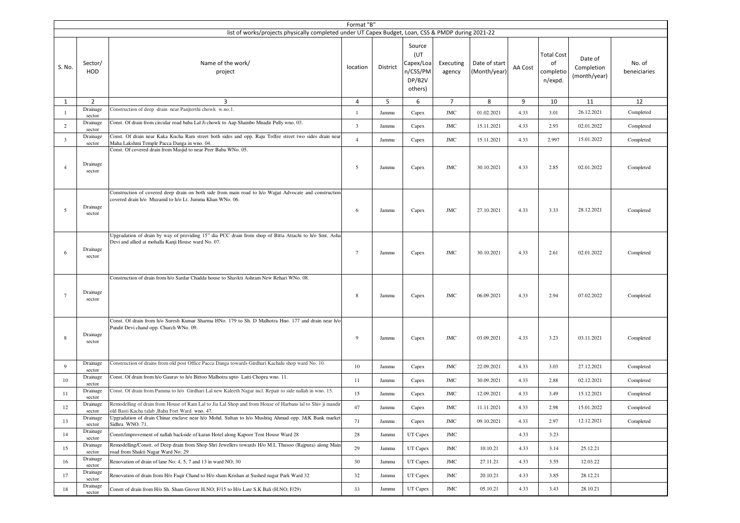Format "B"

list of works/projects physically completed under UT Capex Budget, Loan, CSS & PMDP during 2021-22

| S. No. | Sector/ HOD | Name of the work/ project | location | District | Source (UT Capex/Loan/CSS/PMDP/B2V others) | Executing agency | Date of start (Month/year) | AA Cost | Total Cost of completion/expd. | Date of Completion (month/year) | No. of beneiciaries |
|---|---|---|---|---|---|---|---|---|---|---|---|
| 1 | 2 | 3 | 4 | 5 | 6 | 7 | 8 | 9 | 10 | 11 | 12 |
| 1 | Drainage sector | Construction of deep drain near Panjterthi chowk w.no.1. | 1 | Jammu | Capex | JMC | 01.02.2021 | 4.33 | 3.01 | 26.12.2021 | Completed |
| 2 | Drainage sector | Const. Of drain from circular road baba Lal Ji chowk to Aap Shambo Mnadir Pully wno. 03. | 3 | Jammu | Capex | JMC | 15.11.2021 | 4.33 | 2.93 | 02.01.2022 | Completed |
| 3 | Drainage sector | Const. Of drain near Kaka Kucha Ram street both sides and opp. Raju Toffee street two sides drain near Maha Lakshmi Temple Pacca Danga in wno. 04. | 4 | Jammu | Capex | JMC | 15.11.2021 | 4.33 | 2.997 | 15.01.2022 | Completed |
| 4 | Drainage sector | Const. Of covered drain from Masjid to near Peer Baba WNo. 05. | 5 | Jammu | Capex | JMC | 30.10.2021 | 4.33 | 2.85 | 02.01.2022 | Completed |
| 5 | Drainage sector | Construction of covered deep drain on both side from main road to h/o Wajjat Advocate and construction covered drain h/o Muzamil to h/o Lt. Jumma Khan WNo. 06. | 6 | Jammu | Capex | JMC | 27.10.2021 | 4.33 | 3.33 | 28.12.2021 | Completed |
| 6 | Drainage sector | Upgradation of drain by way of providing 15" dia PCC drain from shop of Bitta Attachi to h/o Smt. Asha Devi and allied at mohalla Kanji House ward No. 07. | 7 | Jammu | Capex | JMC | 30.10.2021 | 4.33 | 2.61 | 02.01.2022 | Completed |
| 7 | Drainage sector | Construction of drain from h/o Sardar Chadda house to Shavkti Ashram New Rehari WNo. 08. | 8 | Jammu | Capex | JMC | 06.09.2021 | 4.33 | 2.94 | 07.02.2022 | Completed |
| 8 | Drainage sector | Const. Of drain from h/o Suresh Kumar Sharma HNo. 179 to Sh. D Malhotra Hno. 177 and drain near h/o Pandit Devi chand opp. Church WNo. 09. | 9 | Jammu | Capex | JMC | 03.09.2021 | 4.33 | 3.23 | 03.11.2021 | Completed |
| 9 | Drainage sector | Construction of drains from old post Office Pacca Danga towards Girdhari Kachalu shop ward No. 10. | 10 | Jammu | Capex | JMC | 22.09.2021 | 4.33 | 3.03 | 27.12.2021 | Completed |
| 10 | Drainage sector | Const. Of drain from h/o Gaurav to h/o Bittoo Malhotra upto Latti Chopra wno. 11. | 11 | Jammu | Capex | JMC | 30.09.2021 | 4.33 | 2.88 | 02.12.2021 | Completed |
| 11 | Drainage sector | Const. Of drain from Pamma to h/o Girdhari Lal new Kaleeth Nagar incl. Repair to side nallah in wno. 15. | 15 | Jammu | Capex | JMC | 12.09.2021 | 4.33 | 3.49 | 15.12.2021 | Completed |
| 12 | Drainage sector | Remodelling of drain from House of Ram Lal to Jia Lal Shop and from House of Harbans lal to Shiv ji mandir old Basti Kacha talab ,Bahu Fort Ward wno. 47. | 47 | Jammu | Capex | JMC | 11.11.2021 | 4.33 | 2.98 | 15.01.2022 | Completed |
| 13 | Drainage sector | Upgradation of drain Chinar enclave near h/o Mohd. Sultan to h/o Mushtiq Ahmad opp. J&K Bank market Sidhra WNO. 71. | 71 | Jammu | Capex | JMC | 09.10.2021 | 4.33 | 2.97 | 12.12.2021 | Completed |
| 14 | Drainage sector | Constt/improvement of nallah backside of karan Hotel along Kapoor Tent House Ward 28 | 28 | Jammu | UT Capex | JMC | | 4.33 | 3.23 | | |
| 15 | Drainage sector | Remodelling/Constt. of Deep drain from Shop Shri Jewellers towards H/o M.L Thusoo (Rajpura) along Main road from Shakti Nagar Ward No: 29 | 29 | Jammu | UT Capex | JMC | 10.10.21 | 4.33 | 3.14 | 25.12.21 | |
| 16 | Drainage sector | Renovation of drain of lane No: 4, 5, 7 and 13 in ward NO; 30 | 30 | Jammu | UT Capex | JMC | 27.11.21 | 4.33 | 3.55 | 12.03.22 | |
| 17 | Drainage sector | Renovation of drain from H/o Faqir Chand to H/o sham Krishan at Sushed nagar Park Ward 32 | 32 | Jammu | UT Capex | JMC | 20.10.21 | 4.33 | 3.85 | 28.12.21 | |
| 18 | Drainage sector | Constt of drain from H/o Sh. Sham Grover H.NO; F/15 to H/o Late S.K Bali (H.NO; F/29) | 33 | Jammu | UT Capex | JMC | 05.10.21 | 4.33 | 3.43 | 28.10.21 | |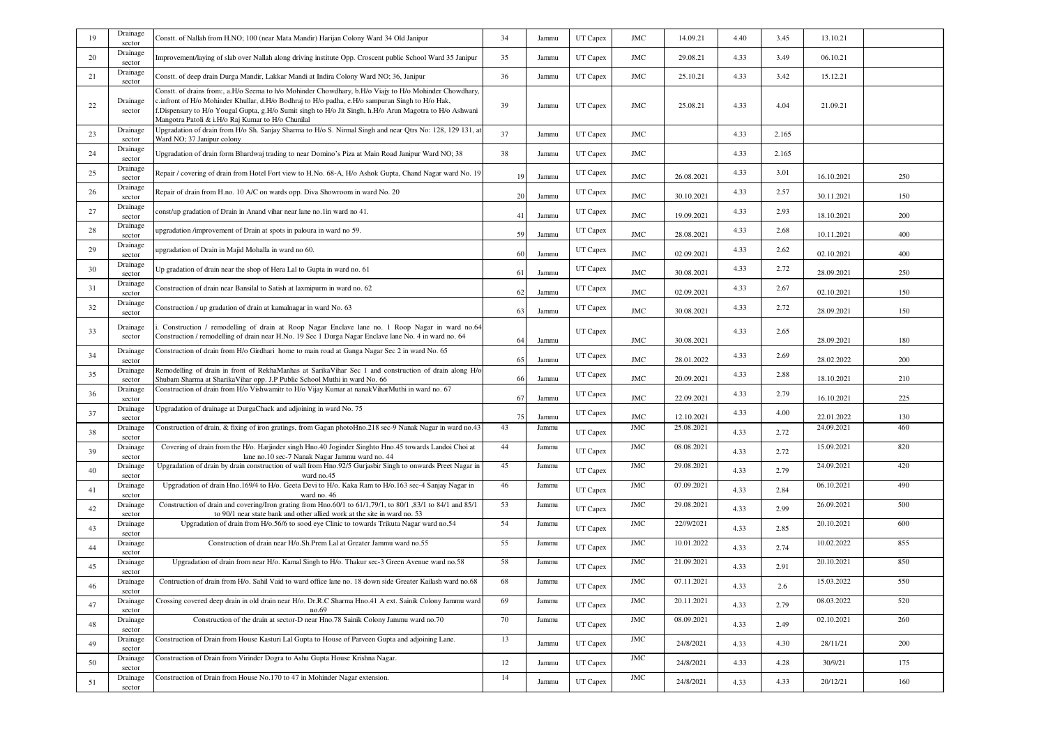| | | | | | | | | | | | |
|---|---|---|---|---|---|---|---|---|---|---|---|
| 19 | Drainage sector | Constt. of Nallah from H.NO; 100 (near Mata Mandir) Harijan Colony Ward 34 Old Janipur | 34 | Jammu | UT Capex | JMC | 14.09.21 | 4.40 | 3.45 | 13.10.21 | |
| 20 | Drainage sector | Improvement/laying of slab over Nallah along driving institute Opp. Croscent public School Ward 35 Janipur | 35 | Jammu | UT Capex | JMC | 29.08.21 | 4.33 | 3.49 | 06.10.21 | |
| 21 | Drainage sector | Constt. of deep drain Durga Mandir, Lakkar Mandi at Indira Colony Ward NO; 36, Janipur | 36 | Jammu | UT Capex | JMC | 25.10.21 | 4.33 | 3.42 | 15.12.21 | |
| 22 | Drainage sector | Constt. of drains from:, a.H/o Seema to h/o Mohinder Chowdhary, b.H/o Viajy to H/o Mohinder Chowdhary, c.infront of H/o Mohinder Khullar, d.H/o Bodhraj to H/o padha, e.H/o sampuran Singh to H/o Hak, f.Dispensary to H/o Yougal Gupta, g.H/o Sumit singh to H/o Jit Singh, h.H/o Arun Magotra to H/o Ashwani Mangotra Patoli & i.H/o Raj Kumar to H/o Chunilal | 39 | Jammu | UT Capex | JMC | 25.08.21 | 4.33 | 4.04 | 21.09.21 | |
| 23 | Drainage sector | Upgradation of drain from H/o Sh. Sanjay Sharma to H/o S. Nirmal Singh and near Qtrs No: 128, 129 131, at Ward NO; 37 Janipur colony | 37 | Jammu | UT Capex | JMC | | 4.33 | 2.165 | | |
| 24 | Drainage sector | Upgradation of drain form Bhardwaj trading to near Domino's Piza at Main Road Janipur Ward NO; 38 | 38 | Jammu | UT Capex | JMC | | 4.33 | 2.165 | | |
| 25 | Drainage sector | Repair / covering of drain from Hotel Fort view to H.No. 68-A, H/o Ashok Gupta, Chand Nagar ward No. 19 | 19 | Jammu | UT Capex | JMC | 26.08.2021 | 4.33 | 3.01 | 16.10.2021 | 250 |
| 26 | Drainage sector | Repair of drain from H.no. 10 A/C on wards opp. Diva Showroom in ward No. 20 | 20 | Jammu | UT Capex | JMC | 30.10.2021 | 4.33 | 2.57 | 30.11.2021 | 150 |
| 27 | Drainage sector | const/up gradation of Drain in Anand vihar near lane no.1in ward no 41. | 41 | Jammu | UT Capex | JMC | 19.09.2021 | 4.33 | 2.93 | 18.10.2021 | 200 |
| 28 | Drainage sector | upgradation /improvement of Drain at spots in paloura in ward no 59. | 59 | Jammu | UT Capex | JMC | 28.08.2021 | 4.33 | 2.68 | 10.11.2021 | 400 |
| 29 | Drainage sector | upgradation of Drain in Majid Mohalla in ward no 60. | 60 | Jammu | UT Capex | JMC | 02.09.2021 | 4.33 | 2.62 | 02.10.2021 | 400 |
| 30 | Drainage sector | Up gradation of drain near the shop of Hera Lal to Gupta in ward no. 61 | 61 | Jammu | UT Capex | JMC | 30.08.2021 | 4.33 | 2.72 | 28.09.2021 | 250 |
| 31 | Drainage sector | Construction of drain near Bansilal to Satish at laxmipurm in ward no. 62 | 62 | Jammu | UT Capex | JMC | 02.09.2021 | 4.33 | 2.67 | 02.10.2021 | 150 |
| 32 | Drainage sector | Construction / up gradation of drain at kamalnagar in ward No. 63 | 63 | Jammu | UT Capex | JMC | 30.08.2021 | 4.33 | 2.72 | 28.09.2021 | 150 |
| 33 | Drainage sector | i. Construction / remodelling of drain at Roop Nagar Enclave lane no. 1 Roop Nagar in ward no.64 Construction / remodelling of drain near H.No. 19 Sec 1 Durga Nagar Enclave lane No. 4 in ward no. 64 | 64 | Jammu | UT Capex | JMC | 30.08.2021 | 4.33 | 2.65 | 28.09.2021 | 180 |
| 34 | Drainage sector | Construction of drain from H/o Girdhari home to main road at Ganga Nagar Sec 2 in ward No. 65 | 65 | Jammu | UT Capex | JMC | 28.01.2022 | 4.33 | 2.69 | 28.02.2022 | 200 |
| 35 | Drainage sector | Remodelling of drain in front of RekhaManhas at SarikaVihar Sec 1 and construction of drain along H/o Shubam Sharma at SharikaVihar opp. J.P Public School Muthi in ward No. 66 | 66 | Jammu | UT Capex | JMC | 20.09.2021 | 4.33 | 2.88 | 18.10.2021 | 210 |
| 36 | Drainage sector | Construction of drain from H/o Vishwamitr to H/o Vijay Kumar at nanakViharMuthi in ward no. 67 | 67 | Jammu | UT Capex | JMC | 22.09.2021 | 4.33 | 2.79 | 16.10.2021 | 225 |
| 37 | Drainage sector | Upgradation of drainage at DurgaChack and adjoining in ward No. 75 | 75 | Jammu | UT Capex | JMC | 12.10.2021 | 4.33 | 4.00 | 22.01.2022 | 130 |
| 38 | Drainage sector | Construction of drain, & fixing of iron gratings, from Gagan photoHno.218 sec-9 Nanak Nagar in ward no.43 | 43 | Jammu | UT Capex | JMC | 25.08.2021 | 4.33 | 2.72 | 24.09.2021 | 460 |
| 39 | Drainage sector | Covering of drain from the H/o. Harjinder singh Hno.40 Joginder Singhto Hno.45 towards Landoi Choi at lane no.10 sec-7 Nanak Nagar Jammu ward no. 44 | 44 | Jammu | UT Capex | JMC | 08.08.2021 | 4.33 | 2.72 | 15.09.2021 | 820 |
| 40 | Drainage sector | Upgradation of drain by drain construction of wall from Hno.92/5 Gurjasbir Singh to onwards Preet Nagar in ward no.45 | 45 | Jammu | UT Capex | JMC | 29.08.2021 | 4.33 | 2.79 | 24.09.2021 | 420 |
| 41 | Drainage sector | Upgradation of drain Hno.169/4 to H/o. Geeta Devi to H/o. Kaka Ram to H/o.163 sec-4 Sanjay Nagar in ward no. 46 | 46 | Jammu | UT Capex | JMC | 07.09.2021 | 4.33 | 2.84 | 06.10.2021 | 490 |
| 42 | Drainage sector | Construction of drain and covering/Iron grating from Hno.60/1 to 61/1,79/1, to 80/1 ,83/1 to 84/1 and 85/1 to 90/1 near state bank and other allied work at the site in ward no. 53 | 53 | Jammu | UT Capex | JMC | 29.08.2021 | 4.33 | 2.99 | 26.09.2021 | 500 |
| 43 | Drainage sector | Upgradation of drain from H/o.56/6 to sood eye Clinic to towards Trikuta Nagar ward no.54 | 54 | Jammu | UT Capex | JMC | 22//9/2021 | 4.33 | 2.85 | 20.10.2021 | 600 |
| 44 | Drainage sector | Construction of drain near H/o.Sh.Prem Lal at Greater Jammu ward no.55 | 55 | Jammu | UT Capex | JMC | 10.01.2022 | 4.33 | 2.74 | 10.02.2022 | 855 |
| 45 | Drainage sector | Upgradation of drain from near H/o. Kamal Singh to H/o. Thakur sec-3 Green Avenue ward no.58 | 58 | Jammu | UT Capex | JMC | 21.09.2021 | 4.33 | 2.91 | 20.10.2021 | 850 |
| 46 | Drainage sector | Contruction of drain from H/o. Sahil Vaid to ward office lane no. 18 down side Greater Kailash ward no.68 | 68 | Jammu | UT Capex | JMC | 07.11.2021 | 4.33 | 2.6 | 15.03.2022 | 550 |
| 47 | Drainage sector | Crossing covered deep drain in old drain near H/o. Dr.R.C Sharma Hno.41 A ext. Sainik Colony Jammu ward no.69 | 69 | Jammu | UT Capex | JMC | 20.11.2021 | 4.33 | 2.79 | 08.03.2022 | 520 |
| 48 | Drainage sector | Construction of the drain at sector-D near Hno.78 Sainik Colony Jammu ward no.70 | 70 | Jammu | UT Capex | JMC | 08.09.2021 | 4.33 | 2.49 | 02.10.2021 | 260 |
| 49 | Drainage sector | Construction of Drain from House Kasturi Lal Gupta to House of Parveen Gupta and adjoining Lane. | 13 | Jammu | UT Capex | JMC | 24/8/2021 | 4.33 | 4.30 | 28/11/21 | 200 |
| 50 | Drainage sector | Construction of Drain from Virinder Dogra to Ashu Gupta House Krishna Nagar. | 12 | Jammu | UT Capex | JMC | 24/8/2021 | 4.33 | 4.28 | 30/9/21 | 175 |
| 51 | Drainage sector | Construction of Drain from House No.170 to 47 in Mohinder Nagar extension. | 14 | Jammu | UT Capex | JMC | 24/8/2021 | 4.33 | 4.33 | 20/12/21 | 160 |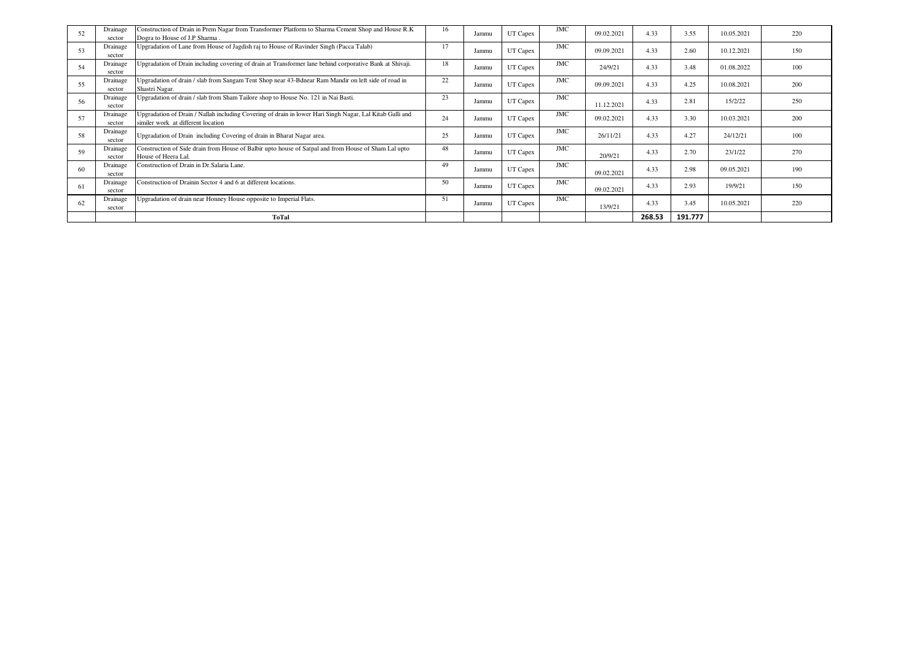| | | | | | | | | | | | |
|---|---|---|---|---|---|---|---|---|---|---|---|
| 52 | Drainage sector | Construction of Drain in Prem Nagar from Transformer Platform to Sharma Cement Shop and House R.K Dogra to House of J.P Sharma . | 16 | Jammu | UT Capex | JMC | 09.02.2021 | 4.33 | 3.55 | 10.05.2021 | 220 |
| 53 | Drainage sector | Upgradation of Lane from House of Jagdish raj to House of Ravinder Singh (Pacca Talab) | 17 | Jammu | UT Capex | JMC | 09.09.2021 | 4.33 | 2.60 | 10.12.2021 | 150 |
| 54 | Drainage sector | Upgradation of Drain including covering of drain at Transformer lane behind corporative Bank at Shivaji. | 18 | Jammu | UT Capex | JMC | 24/9/21 | 4.33 | 3.48 | 01.08.2022 | 100 |
| 55 | Drainage sector | Upgradation of drain / slab from Sangam Tent Shop near 43-Bdnear Ram Mandir on left side of road in Shastri Nagar. | 22 | Jammu | UT Capex | JMC | 09.09.2021 | 4.33 | 4.25 | 10.08.2021 | 200 |
| 56 | Drainage sector | Upgradation of drain / slab from Sham Tailore shop to House No. 121 in Nai Basti. | 23 | Jammu | UT Capex | JMC | 11.12.2021 | 4.33 | 2.81 | 15/2/22 | 250 |
| 57 | Drainage sector | Upgradation of Drain / Nallah including Covering of drain in lower Hari Singh Nagar, Lal Kitab Galli and similer work at different location | 24 | Jammu | UT Capex | JMC | 09.02.2021 | 4.33 | 3.30 | 10.03.2021 | 200 |
| 58 | Drainage sector | Upgradation of Drain including Covering of drain in Bharat Nagar area. | 25 | Jammu | UT Capex | JMC | 26/11/21 | 4.33 | 4.27 | 24/12/21 | 100 |
| 59 | Drainage sector | Construction of Side drain from House of Balbir upto house of Satpal and from House of Sham Lal upto House of Heera Lal. | 48 | Jammu | UT Capex | JMC | 20/9/21 | 4.33 | 2.70 | 23/1/22 | 270 |
| 60 | Drainage sector | Construction of Drain in Dr.Salaria Lane. | 49 | Jammu | UT Capex | JMC | 09.02.2021 | 4.33 | 2.98 | 09.05.2021 | 190 |
| 61 | Drainage sector | Construction of Drainin Sector 4 and 6 at different locations. | 50 | Jammu | UT Capex | JMC | 09.02.2021 | 4.33 | 2.93 | 19/9/21 | 150 |
| 62 | Drainage sector | Upgradation of drain near Honney House opposite to Imperial Flats. | 51 | Jammu | UT Capex | JMC | 13/9/21 | 4.33 | 3.45 | 10.05.2021 | 220 |
| | | **ToTal** | | | | | | **268.53** | **191.777** | | |